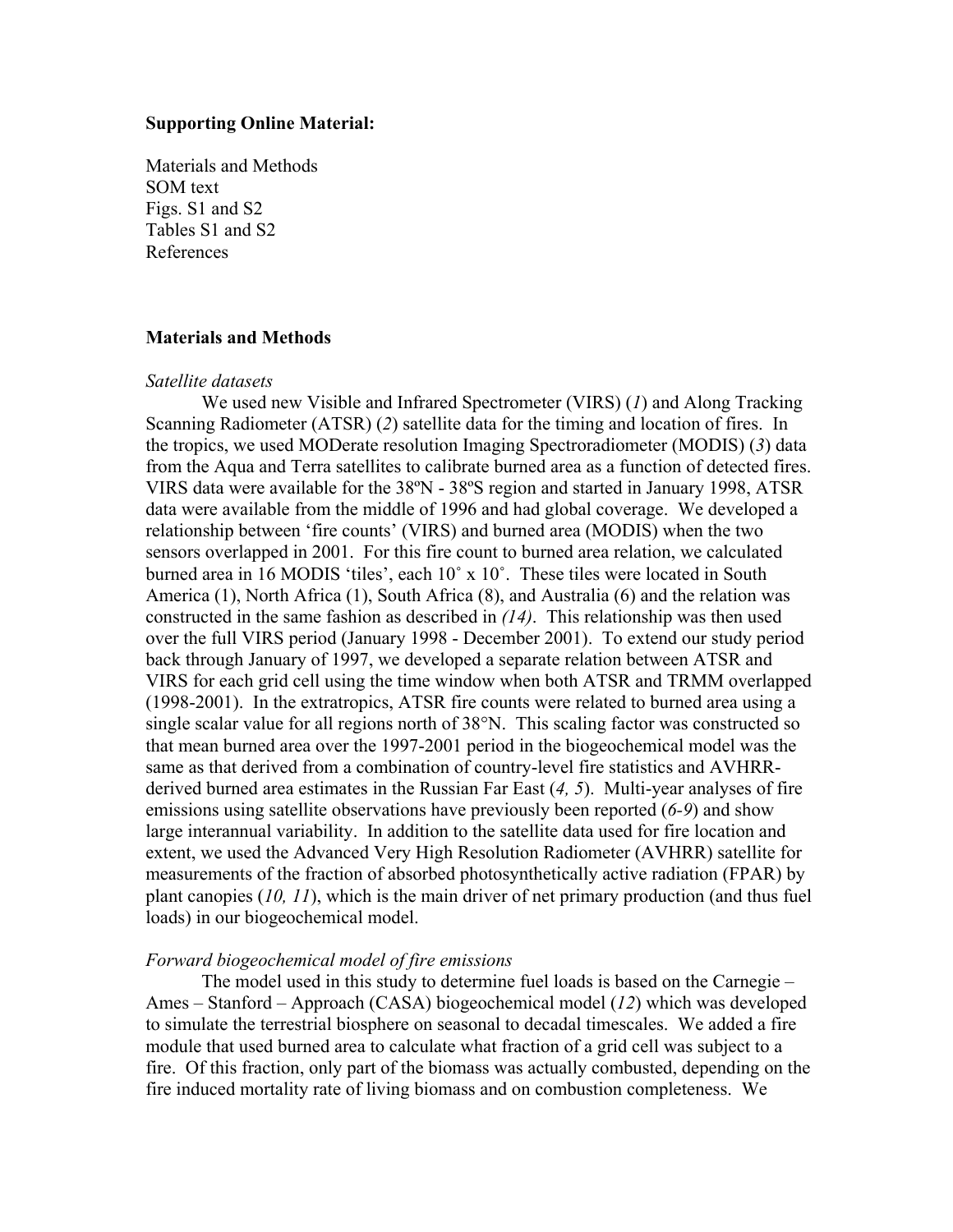**Supporting Online Material:**

Materials and Methods
SOM text
Figs. S1 and S2
Tables S1 and S2
References

**Materials and Methods**

*Satellite datasets*

We used new Visible and Infrared Spectrometer (VIRS) (*1*) and Along Tracking Scanning Radiometer (ATSR) (*2*) satellite data for the timing and location of fires. In the tropics, we used MODerate resolution Imaging Spectroradiometer (MODIS) (*3*) data from the Aqua and Terra satellites to calibrate burned area as a function of detected fires. VIRS data were available for the 38ºN - 38ºS region and started in January 1998, ATSR data were available from the middle of 1996 and had global coverage. We developed a relationship between 'fire counts' (VIRS) and burned area (MODIS) when the two sensors overlapped in 2001. For this fire count to burned area relation, we calculated burned area in 16 MODIS 'tiles', each 10˚ x 10˚. These tiles were located in South America (1), North Africa (1), South Africa (8), and Australia (6) and the relation was constructed in the same fashion as described in *(14)*. This relationship was then used over the full VIRS period (January 1998 - December 2001). To extend our study period back through January of 1997, we developed a separate relation between ATSR and VIRS for each grid cell using the time window when both ATSR and TRMM overlapped (1998-2001). In the extratropics, ATSR fire counts were related to burned area using a single scalar value for all regions north of 38°N. This scaling factor was constructed so that mean burned area over the 1997-2001 period in the biogeochemical model was the same as that derived from a combination of country-level fire statistics and AVHRR-derived burned area estimates in the Russian Far East (*4, 5*). Multi-year analyses of fire emissions using satellite observations have previously been reported (*6-9*) and show large interannual variability. In addition to the satellite data used for fire location and extent, we used the Advanced Very High Resolution Radiometer (AVHRR) satellite for measurements of the fraction of absorbed photosynthetically active radiation (FPAR) by plant canopies (*10, 11*), which is the main driver of net primary production (and thus fuel loads) in our biogeochemical model.

*Forward biogeochemical model of fire emissions*

The model used in this study to determine fuel loads is based on the Carnegie – Ames – Stanford – Approach (CASA) biogeochemical model (*12*) which was developed to simulate the terrestrial biosphere on seasonal to decadal timescales. We added a fire module that used burned area to calculate what fraction of a grid cell was subject to a fire. Of this fraction, only part of the biomass was actually combusted, depending on the fire induced mortality rate of living biomass and on combustion completeness. We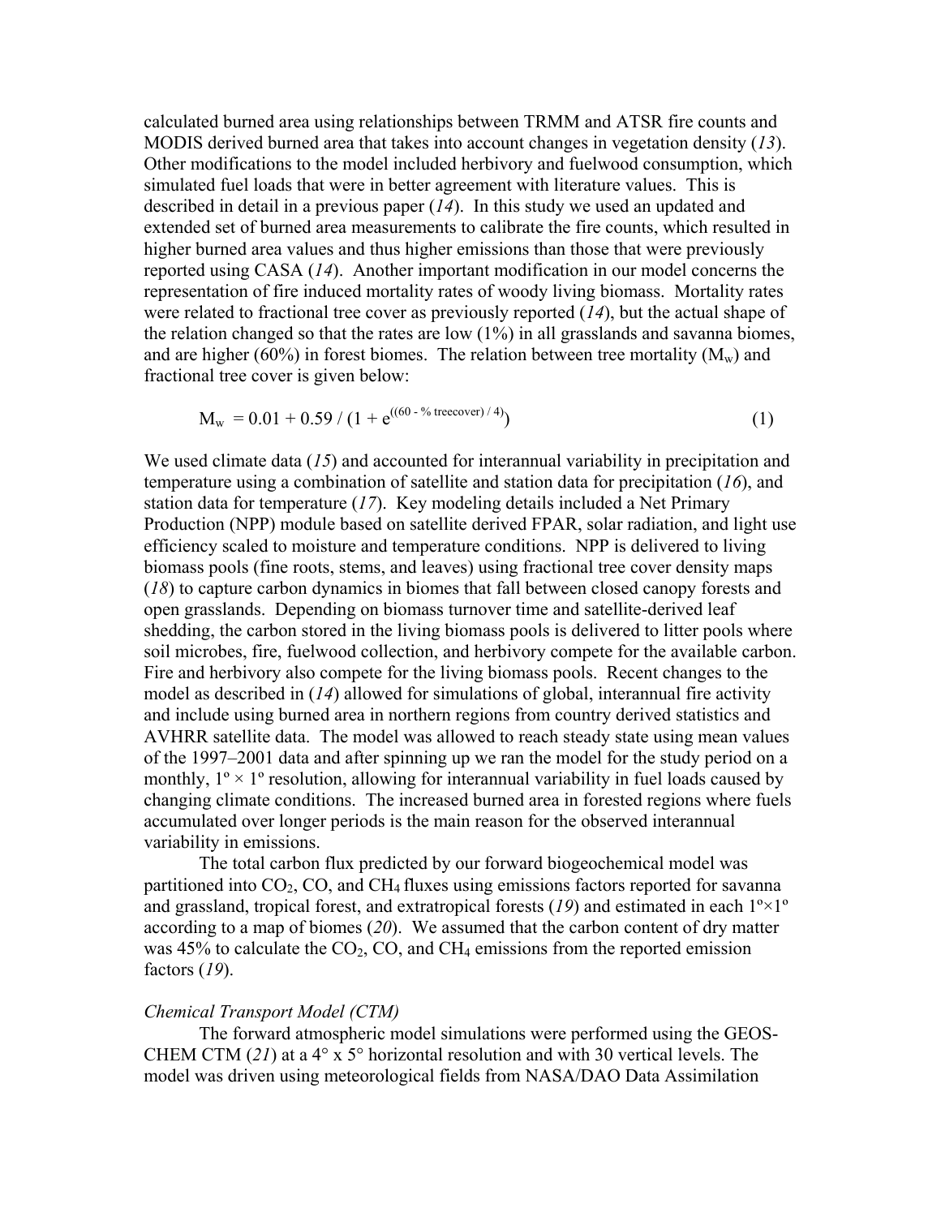calculated burned area using relationships between TRMM and ATSR fire counts and MODIS derived burned area that takes into account changes in vegetation density (*13*). Other modifications to the model included herbivory and fuelwood consumption, which simulated fuel loads that were in better agreement with literature values. This is described in detail in a previous paper (*14*). In this study we used an updated and extended set of burned area measurements to calibrate the fire counts, which resulted in higher burned area values and thus higher emissions than those that were previously reported using CASA (*14*). Another important modification in our model concerns the representation of fire induced mortality rates of woody living biomass. Mortality rates were related to fractional tree cover as previously reported (*14*), but the actual shape of the relation changed so that the rates are low (1%) in all grasslands and savanna biomes, and are higher (60%) in forest biomes. The relation between tree mortality ($M_w$) and fractional tree cover is given below:

$$M_w = 0.01 + 0.59 / (1 + e^{((60 - \%\text{ treecover}) / 4)}) \tag{1}$$

We used climate data (*15*) and accounted for interannual variability in precipitation and temperature using a combination of satellite and station data for precipitation (*16*), and station data for temperature (*17*). Key modeling details included a Net Primary Production (NPP) module based on satellite derived FPAR, solar radiation, and light use efficiency scaled to moisture and temperature conditions. NPP is delivered to living biomass pools (fine roots, stems, and leaves) using fractional tree cover density maps (*18*) to capture carbon dynamics in biomes that fall between closed canopy forests and open grasslands. Depending on biomass turnover time and satellite-derived leaf shedding, the carbon stored in the living biomass pools is delivered to litter pools where soil microbes, fire, fuelwood collection, and herbivory compete for the available carbon. Fire and herbivory also compete for the living biomass pools. Recent changes to the model as described in (*14*) allowed for simulations of global, interannual fire activity and include using burned area in northern regions from country derived statistics and AVHRR satellite data. The model was allowed to reach steady state using mean values of the 1997–2001 data and after spinning up we ran the model for the study period on a monthly, $1^{\circ} \times 1^{\circ}$ resolution, allowing for interannual variability in fuel loads caused by changing climate conditions. The increased burned area in forested regions where fuels accumulated over longer periods is the main reason for the observed interannual variability in emissions.

The total carbon flux predicted by our forward biogeochemical model was partitioned into $CO_2$, CO, and $CH_4$ fluxes using emissions factors reported for savanna and grassland, tropical forest, and extratropical forests (*19*) and estimated in each $1^{\circ}\times1^{\circ}$ according to a map of biomes (*20*). We assumed that the carbon content of dry matter was 45% to calculate the $CO_2$, CO, and $CH_4$ emissions from the reported emission factors (*19*).

*Chemical Transport Model (CTM)*

The forward atmospheric model simulations were performed using the GEOS-CHEM CTM (*21*) at a $4° \times 5°$ horizontal resolution and with 30 vertical levels. The model was driven using meteorological fields from NASA/DAO Data Assimilation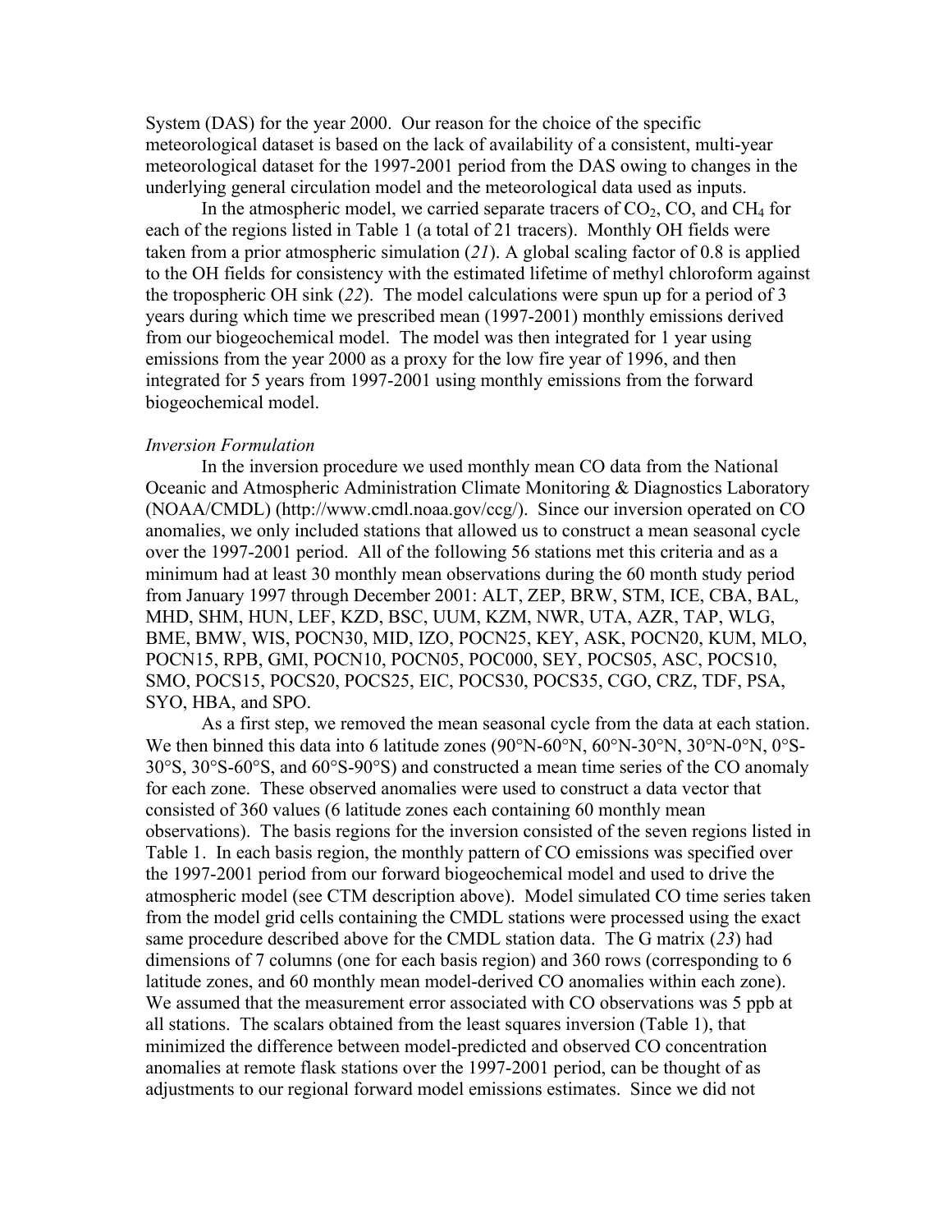System (DAS) for the year 2000. Our reason for the choice of the specific meteorological dataset is based on the lack of availability of a consistent, multi-year meteorological dataset for the 1997-2001 period from the DAS owing to changes in the underlying general circulation model and the meteorological data used as inputs.

In the atmospheric model, we carried separate tracers of $CO_2$, CO, and $CH_4$ for each of the regions listed in Table 1 (a total of 21 tracers). Monthly OH fields were taken from a prior atmospheric simulation (*21*). A global scaling factor of 0.8 is applied to the OH fields for consistency with the estimated lifetime of methyl chloroform against the tropospheric OH sink (*22*). The model calculations were spun up for a period of 3 years during which time we prescribed mean (1997-2001) monthly emissions derived from our biogeochemical model. The model was then integrated for 1 year using emissions from the year 2000 as a proxy for the low fire year of 1996, and then integrated for 5 years from 1997-2001 using monthly emissions from the forward biogeochemical model.

*Inversion Formulation*

In the inversion procedure we used monthly mean CO data from the National Oceanic and Atmospheric Administration Climate Monitoring & Diagnostics Laboratory (NOAA/CMDL) (http://www.cmdl.noaa.gov/ccg/). Since our inversion operated on CO anomalies, we only included stations that allowed us to construct a mean seasonal cycle over the 1997-2001 period. All of the following 56 stations met this criteria and as a minimum had at least 30 monthly mean observations during the 60 month study period from January 1997 through December 2001: ALT, ZEP, BRW, STM, ICE, CBA, BAL, MHD, SHM, HUN, LEF, KZD, BSC, UUM, KZM, NWR, UTA, AZR, TAP, WLG, BME, BMW, WIS, POCN30, MID, IZO, POCN25, KEY, ASK, POCN20, KUM, MLO, POCN15, RPB, GMI, POCN10, POCN05, POC000, SEY, POCS05, ASC, POCS10, SMO, POCS15, POCS20, POCS25, EIC, POCS30, POCS35, CGO, CRZ, TDF, PSA, SYO, HBA, and SPO.

As a first step, we removed the mean seasonal cycle from the data at each station. We then binned this data into 6 latitude zones (90°N-60°N, 60°N-30°N, 30°N-0°N, 0°S-30°S, 30°S-60°S, and 60°S-90°S) and constructed a mean time series of the CO anomaly for each zone. These observed anomalies were used to construct a data vector that consisted of 360 values (6 latitude zones each containing 60 monthly mean observations). The basis regions for the inversion consisted of the seven regions listed in Table 1. In each basis region, the monthly pattern of CO emissions was specified over the 1997-2001 period from our forward biogeochemical model and used to drive the atmospheric model (see CTM description above). Model simulated CO time series taken from the model grid cells containing the CMDL stations were processed using the exact same procedure described above for the CMDL station data. The G matrix (*23*) had dimensions of 7 columns (one for each basis region) and 360 rows (corresponding to 6 latitude zones, and 60 monthly mean model-derived CO anomalies within each zone). We assumed that the measurement error associated with CO observations was 5 ppb at all stations. The scalars obtained from the least squares inversion (Table 1), that minimized the difference between model-predicted and observed CO concentration anomalies at remote flask stations over the 1997-2001 period, can be thought of as adjustments to our regional forward model emissions estimates. Since we did not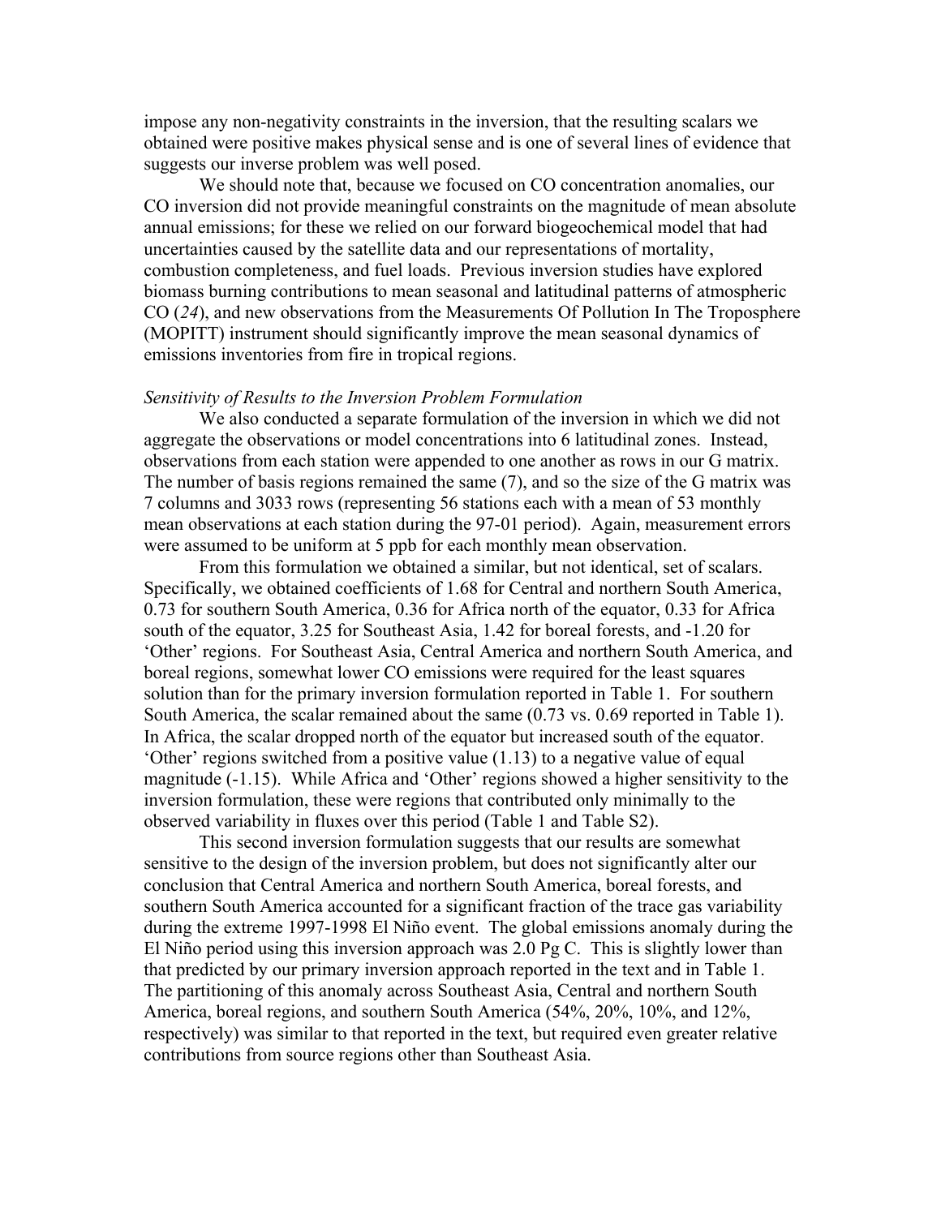impose any non-negativity constraints in the inversion, that the resulting scalars we obtained were positive makes physical sense and is one of several lines of evidence that suggests our inverse problem was well posed.

We should note that, because we focused on CO concentration anomalies, our CO inversion did not provide meaningful constraints on the magnitude of mean absolute annual emissions; for these we relied on our forward biogeochemical model that had uncertainties caused by the satellite data and our representations of mortality, combustion completeness, and fuel loads. Previous inversion studies have explored biomass burning contributions to mean seasonal and latitudinal patterns of atmospheric CO (*24*), and new observations from the Measurements Of Pollution In The Troposphere (MOPITT) instrument should significantly improve the mean seasonal dynamics of emissions inventories from fire in tropical regions.

### *Sensitivity of Results to the Inversion Problem Formulation*

We also conducted a separate formulation of the inversion in which we did not aggregate the observations or model concentrations into 6 latitudinal zones. Instead, observations from each station were appended to one another as rows in our G matrix. The number of basis regions remained the same (7), and so the size of the G matrix was 7 columns and 3033 rows (representing 56 stations each with a mean of 53 monthly mean observations at each station during the 97-01 period). Again, measurement errors were assumed to be uniform at 5 ppb for each monthly mean observation.

From this formulation we obtained a similar, but not identical, set of scalars. Specifically, we obtained coefficients of 1.68 for Central and northern South America, 0.73 for southern South America, 0.36 for Africa north of the equator, 0.33 for Africa south of the equator, 3.25 for Southeast Asia, 1.42 for boreal forests, and -1.20 for 'Other' regions. For Southeast Asia, Central America and northern South America, and boreal regions, somewhat lower CO emissions were required for the least squares solution than for the primary inversion formulation reported in Table 1. For southern South America, the scalar remained about the same (0.73 vs. 0.69 reported in Table 1). In Africa, the scalar dropped north of the equator but increased south of the equator. 'Other' regions switched from a positive value (1.13) to a negative value of equal magnitude (-1.15). While Africa and 'Other' regions showed a higher sensitivity to the inversion formulation, these were regions that contributed only minimally to the observed variability in fluxes over this period (Table 1 and Table S2).

This second inversion formulation suggests that our results are somewhat sensitive to the design of the inversion problem, but does not significantly alter our conclusion that Central America and northern South America, boreal forests, and southern South America accounted for a significant fraction of the trace gas variability during the extreme 1997-1998 El Niño event. The global emissions anomaly during the El Niño period using this inversion approach was 2.0 Pg C. This is slightly lower than that predicted by our primary inversion approach reported in the text and in Table 1. The partitioning of this anomaly across Southeast Asia, Central and northern South America, boreal regions, and southern South America (54%, 20%, 10%, and 12%, respectively) was similar to that reported in the text, but required even greater relative contributions from source regions other than Southeast Asia.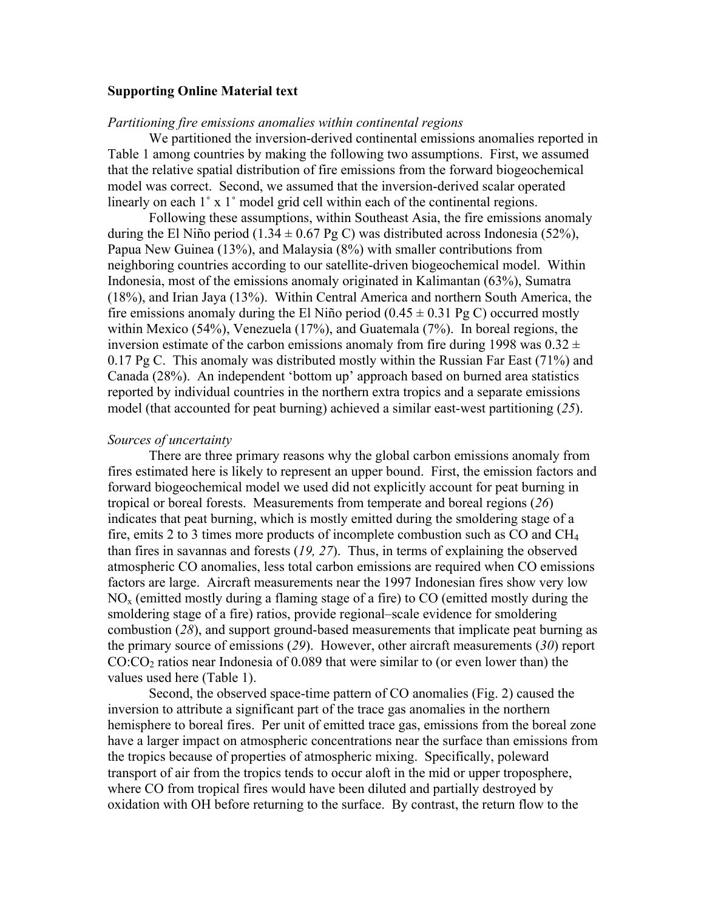**Supporting Online Material text**

*Partitioning fire emissions anomalies within continental regions*

We partitioned the inversion-derived continental emissions anomalies reported in Table 1 among countries by making the following two assumptions. First, we assumed that the relative spatial distribution of fire emissions from the forward biogeochemical model was correct. Second, we assumed that the inversion-derived scalar operated linearly on each 1˚ x 1˚ model grid cell within each of the continental regions.

Following these assumptions, within Southeast Asia, the fire emissions anomaly during the El Niño period ($1.34 \pm 0.67$ Pg C) was distributed across Indonesia (52%), Papua New Guinea (13%), and Malaysia (8%) with smaller contributions from neighboring countries according to our satellite-driven biogeochemical model. Within Indonesia, most of the emissions anomaly originated in Kalimantan (63%), Sumatra (18%), and Irian Jaya (13%). Within Central America and northern South America, the fire emissions anomaly during the El Niño period ($0.45 \pm 0.31$ Pg C) occurred mostly within Mexico (54%), Venezuela (17%), and Guatemala (7%). In boreal regions, the inversion estimate of the carbon emissions anomaly from fire during 1998 was $0.32 \pm 0.17$ Pg C. This anomaly was distributed mostly within the Russian Far East (71%) and Canada (28%). An independent 'bottom up' approach based on burned area statistics reported by individual countries in the northern extra tropics and a separate emissions model (that accounted for peat burning) achieved a similar east-west partitioning (*25*).

*Sources of uncertainty*

There are three primary reasons why the global carbon emissions anomaly from fires estimated here is likely to represent an upper bound. First, the emission factors and forward biogeochemical model we used did not explicitly account for peat burning in tropical or boreal forests. Measurements from temperate and boreal regions (*26*) indicates that peat burning, which is mostly emitted during the smoldering stage of a fire, emits 2 to 3 times more products of incomplete combustion such as CO and $CH_4$ than fires in savannas and forests (*19, 27*). Thus, in terms of explaining the observed atmospheric CO anomalies, less total carbon emissions are required when CO emissions factors are large. Aircraft measurements near the 1997 Indonesian fires show very low $NO_x$ (emitted mostly during a flaming stage of a fire) to CO (emitted mostly during the smoldering stage of a fire) ratios, provide regional–scale evidence for smoldering combustion (*28*), and support ground-based measurements that implicate peat burning as the primary source of emissions (*29*). However, other aircraft measurements (*30*) report $CO$:$CO_2$ ratios near Indonesia of 0.089 that were similar to (or even lower than) the values used here (Table 1).

Second, the observed space-time pattern of CO anomalies (Fig. 2) caused the inversion to attribute a significant part of the trace gas anomalies in the northern hemisphere to boreal fires. Per unit of emitted trace gas, emissions from the boreal zone have a larger impact on atmospheric concentrations near the surface than emissions from the tropics because of properties of atmospheric mixing. Specifically, poleward transport of air from the tropics tends to occur aloft in the mid or upper troposphere, where CO from tropical fires would have been diluted and partially destroyed by oxidation with OH before returning to the surface. By contrast, the return flow to the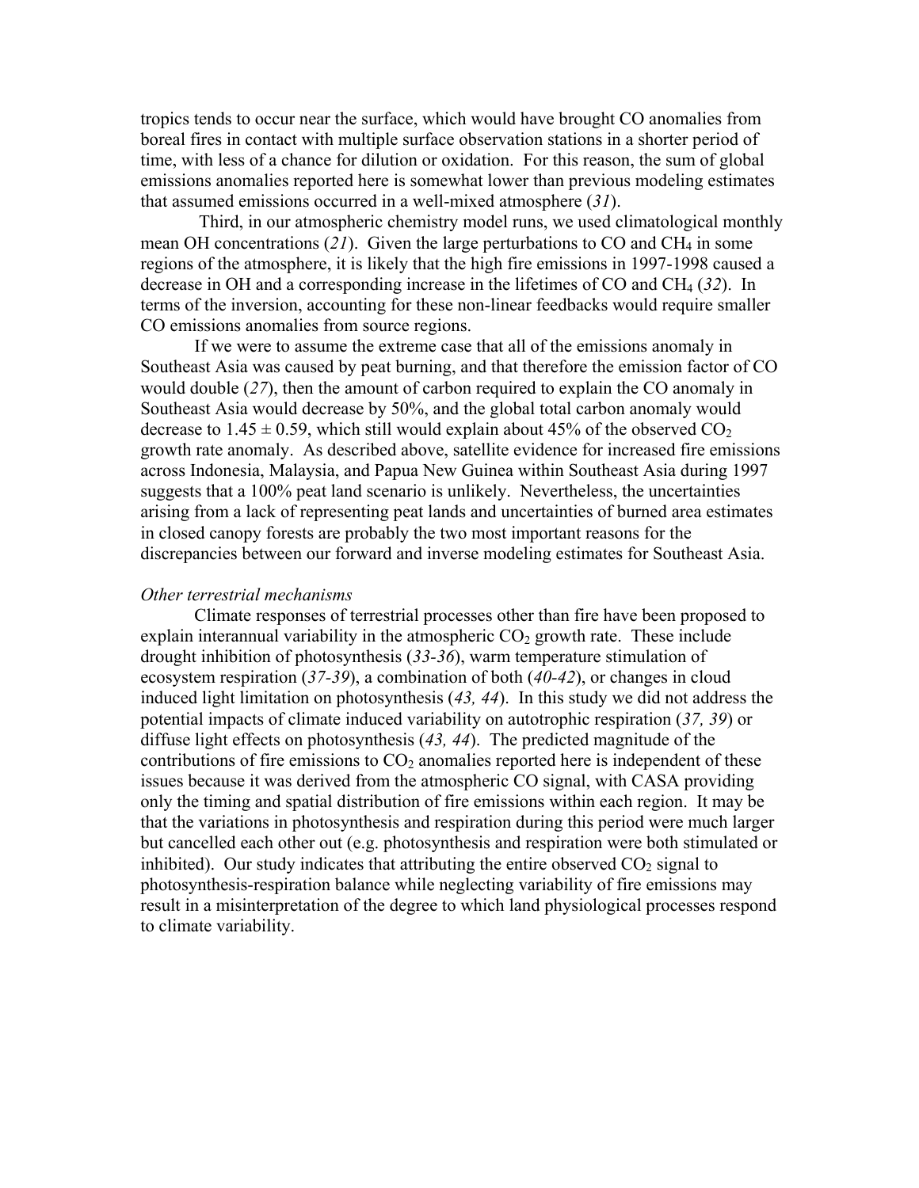tropics tends to occur near the surface, which would have brought CO anomalies from boreal fires in contact with multiple surface observation stations in a shorter period of time, with less of a chance for dilution or oxidation. For this reason, the sum of global emissions anomalies reported here is somewhat lower than previous modeling estimates that assumed emissions occurred in a well-mixed atmosphere (*31*).

Third, in our atmospheric chemistry model runs, we used climatological monthly mean OH concentrations (*21*). Given the large perturbations to CO and $CH_4$ in some regions of the atmosphere, it is likely that the high fire emissions in 1997-1998 caused a decrease in OH and a corresponding increase in the lifetimes of CO and $CH_4$ (*32*). In terms of the inversion, accounting for these non-linear feedbacks would require smaller CO emissions anomalies from source regions.

If we were to assume the extreme case that all of the emissions anomaly in Southeast Asia was caused by peat burning, and that therefore the emission factor of CO would double (*27*), then the amount of carbon required to explain the CO anomaly in Southeast Asia would decrease by 50%, and the global total carbon anomaly would decrease to $1.45 \pm 0.59$, which still would explain about 45% of the observed $CO_2$ growth rate anomaly. As described above, satellite evidence for increased fire emissions across Indonesia, Malaysia, and Papua New Guinea within Southeast Asia during 1997 suggests that a 100% peat land scenario is unlikely. Nevertheless, the uncertainties arising from a lack of representing peat lands and uncertainties of burned area estimates in closed canopy forests are probably the two most important reasons for the discrepancies between our forward and inverse modeling estimates for Southeast Asia.

*Other terrestrial mechanisms*

Climate responses of terrestrial processes other than fire have been proposed to explain interannual variability in the atmospheric $CO_2$ growth rate. These include drought inhibition of photosynthesis (*33-36*), warm temperature stimulation of ecosystem respiration (*37-39*), a combination of both (*40-42*), or changes in cloud induced light limitation on photosynthesis (*43, 44*). In this study we did not address the potential impacts of climate induced variability on autotrophic respiration (*37, 39*) or diffuse light effects on photosynthesis (*43, 44*). The predicted magnitude of the contributions of fire emissions to $CO_2$ anomalies reported here is independent of these issues because it was derived from the atmospheric CO signal, with CASA providing only the timing and spatial distribution of fire emissions within each region. It may be that the variations in photosynthesis and respiration during this period were much larger but cancelled each other out (e.g. photosynthesis and respiration were both stimulated or inhibited). Our study indicates that attributing the entire observed $CO_2$ signal to photosynthesis-respiration balance while neglecting variability of fire emissions may result in a misinterpretation of the degree to which land physiological processes respond to climate variability.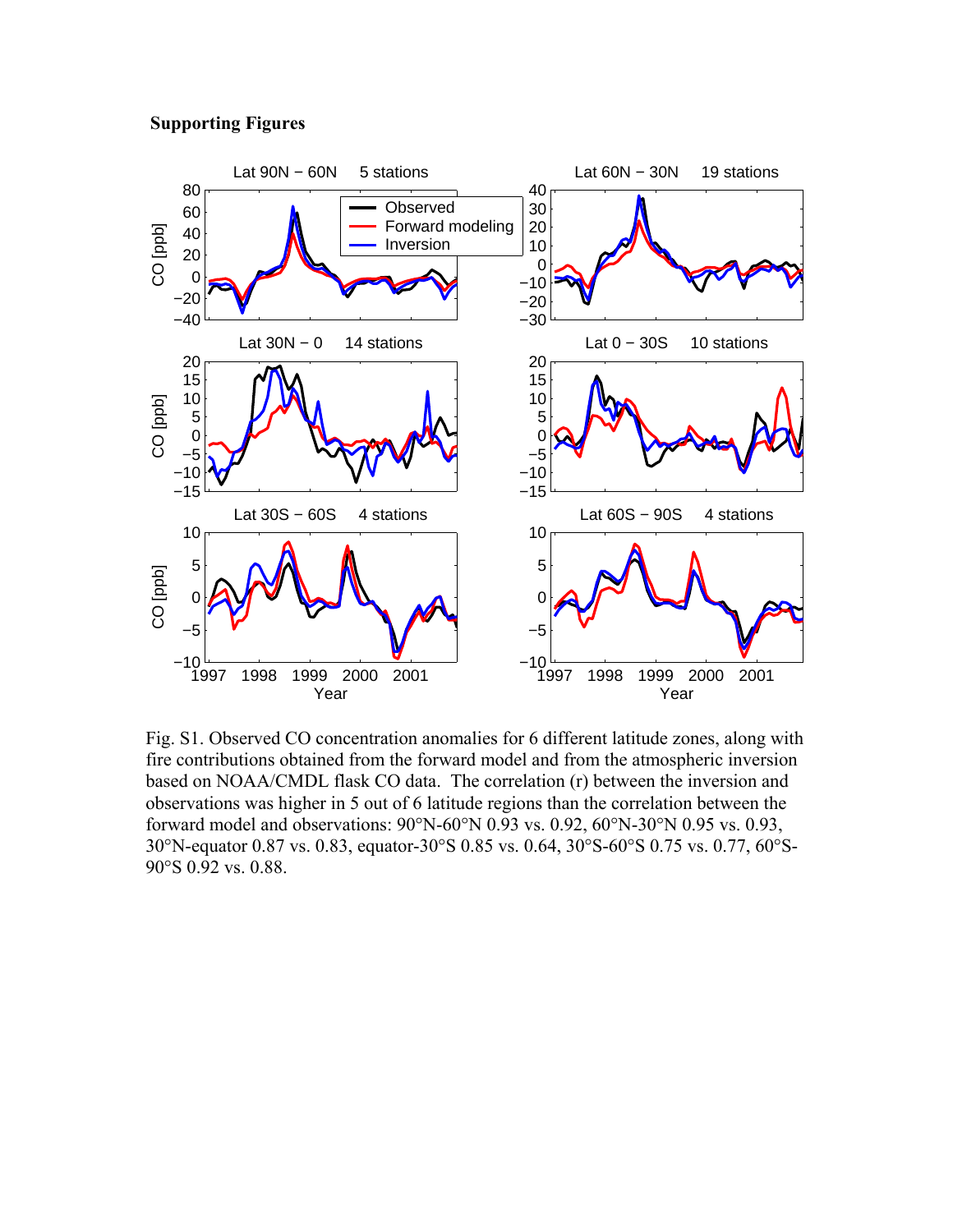**Supporting Figures**

Fig. S1. Observed CO concentration anomalies for 6 different latitude zones, along with fire contributions obtained from the forward model and from the atmospheric inversion based on NOAA/CMDL flask CO data. The correlation (r) between the inversion and observations was higher in 5 out of 6 latitude regions than the correlation between the forward model and observations: 90°N-60°N 0.93 vs. 0.92, 60°N-30°N 0.95 vs. 0.93, 30°N-equator 0.87 vs. 0.83, equator-30°S 0.85 vs. 0.64, 30°S-60°S 0.75 vs. 0.77, 60°S-90°S 0.92 vs. 0.88.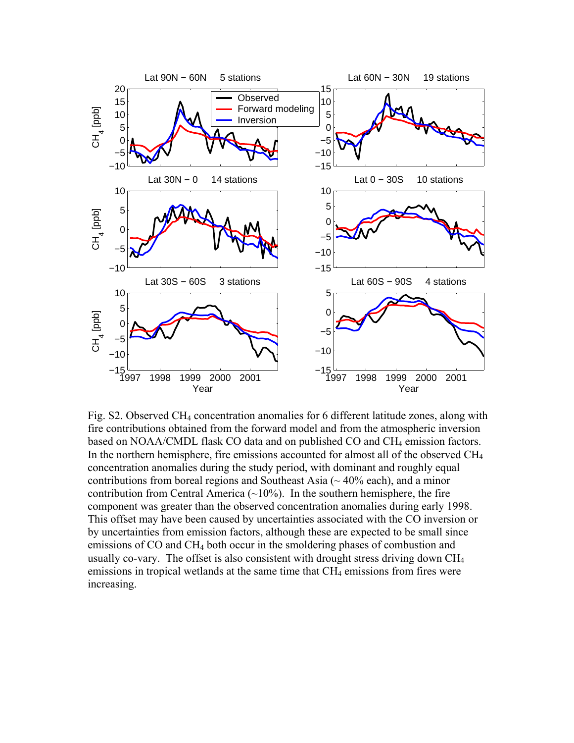Fig. S2. Observed $CH_4$ concentration anomalies for 6 different latitude zones, along with fire contributions obtained from the forward model and from the atmospheric inversion based on NOAA/CMDL flask CO data and on published CO and $CH_4$ emission factors. In the northern hemisphere, fire emissions accounted for almost all of the observed $CH_4$ concentration anomalies during the study period, with dominant and roughly equal contributions from boreal regions and Southeast Asia (~ 40% each), and a minor contribution from Central America (~10%). In the southern hemisphere, the fire component was greater than the observed concentration anomalies during early 1998. This offset may have been caused by uncertainties associated with the CO inversion or by uncertainties from emission factors, although these are expected to be small since emissions of CO and $CH_4$ both occur in the smoldering phases of combustion and usually co-vary. The offset is also consistent with drought stress driving down $CH_4$ emissions in tropical wetlands at the same time that $CH_4$ emissions from fires were increasing.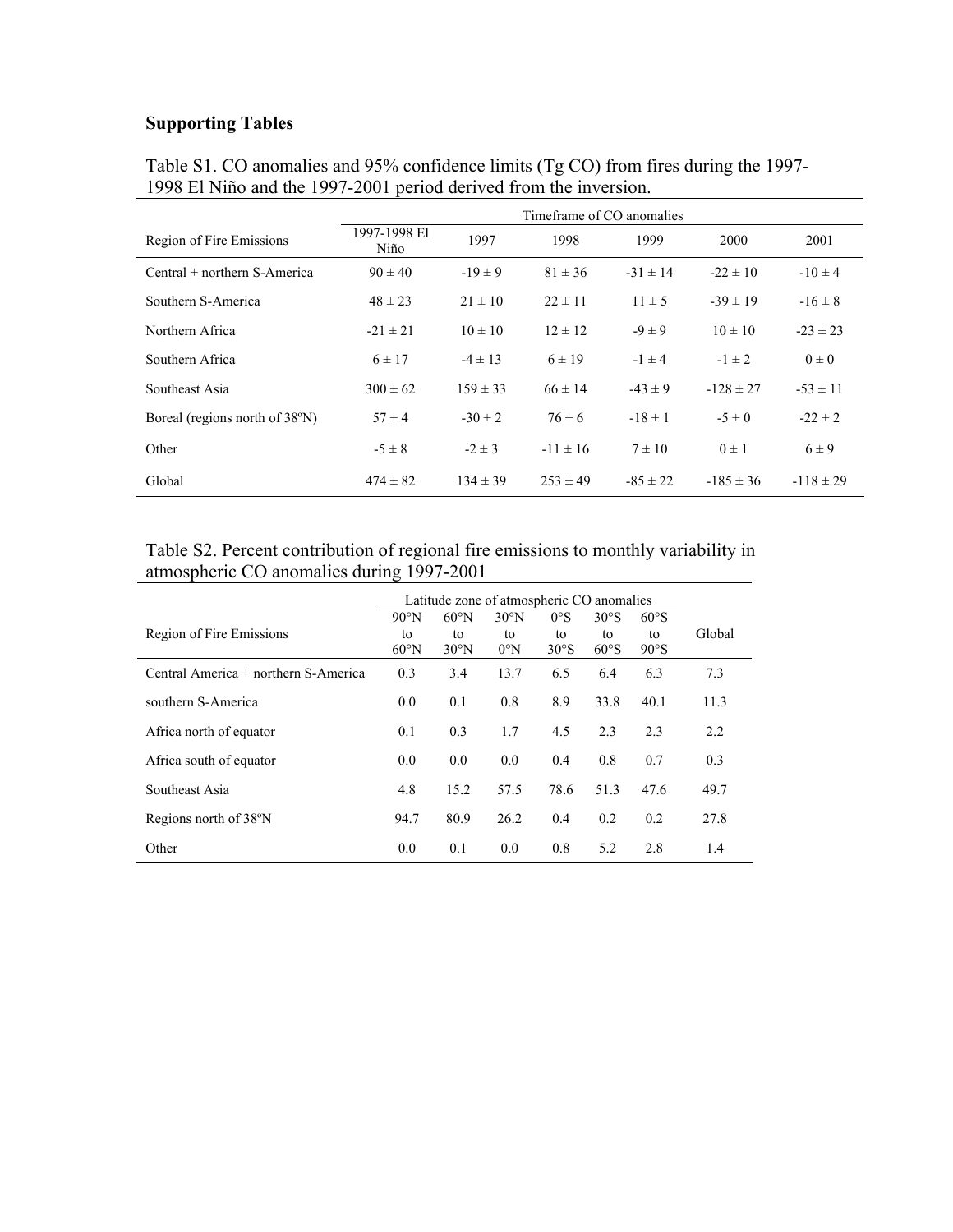## Supporting Tables

Table S1. CO anomalies and 95% confidence limits (Tg CO) from fires during the 1997-1998 El Niño and the 1997-2001 period derived from the inversion.

| Region of Fire Emissions | Timeframe of CO anomalies | | | | | |
|---|---|---|---|---|---|---|
| | 1997-1998 El Niño | 1997 | 1998 | 1999 | 2000 | 2001 |
| Central + northern S-America | 90 ± 40 | -19 ± 9 | 81 ± 36 | -31 ± 14 | -22 ± 10 | -10 ± 4 |
| Southern S-America | 48 ± 23 | 21 ± 10 | 22 ± 11 | 11 ± 5 | -39 ± 19 | -16 ± 8 |
| Northern Africa | -21 ± 21 | 10 ± 10 | 12 ± 12 | -9 ± 9 | 10 ± 10 | -23 ± 23 |
| Southern Africa | 6 ± 17 | -4 ± 13 | 6 ± 19 | -1 ± 4 | -1 ± 2 | 0 ± 0 |
| Southeast Asia | 300 ± 62 | 159 ± 33 | 66 ± 14 | -43 ± 9 | -128 ± 27 | -53 ± 11 |
| Boreal (regions north of 38ºN) | 57 ± 4 | -30 ± 2 | 76 ± 6 | -18 ± 1 | -5 ± 0 | -22 ± 2 |
| Other | -5 ± 8 | -2 ± 3 | -11 ± 16 | 7 ± 10 | 0 ± 1 | 6 ± 9 |
| Global | 474 ± 82 | 134 ± 39 | 253 ± 49 | -85 ± 22 | -185 ± 36 | -118 ± 29 |

Table S2. Percent contribution of regional fire emissions to monthly variability in atmospheric CO anomalies during 1997-2001

| Region of Fire Emissions | Latitude zone of atmospheric CO anomalies | | | | | | Global |
|---|---|---|---|---|---|---|---|
| | 90°N to 60°N | 60°N to 30°N | 30°N to 0°N | 0°S to 30°S | 30°S to 60°S | 60°S to 90°S | |
| Central America + northern S-America | 0.3 | 3.4 | 13.7 | 6.5 | 6.4 | 6.3 | 7.3 |
| southern S-America | 0.0 | 0.1 | 0.8 | 8.9 | 33.8 | 40.1 | 11.3 |
| Africa north of equator | 0.1 | 0.3 | 1.7 | 4.5 | 2.3 | 2.3 | 2.2 |
| Africa south of equator | 0.0 | 0.0 | 0.0 | 0.4 | 0.8 | 0.7 | 0.3 |
| Southeast Asia | 4.8 | 15.2 | 57.5 | 78.6 | 51.3 | 47.6 | 49.7 |
| Regions north of 38ºN | 94.7 | 80.9 | 26.2 | 0.4 | 0.2 | 0.2 | 27.8 |
| Other | 0.0 | 0.1 | 0.0 | 0.8 | 5.2 | 2.8 | 1.4 |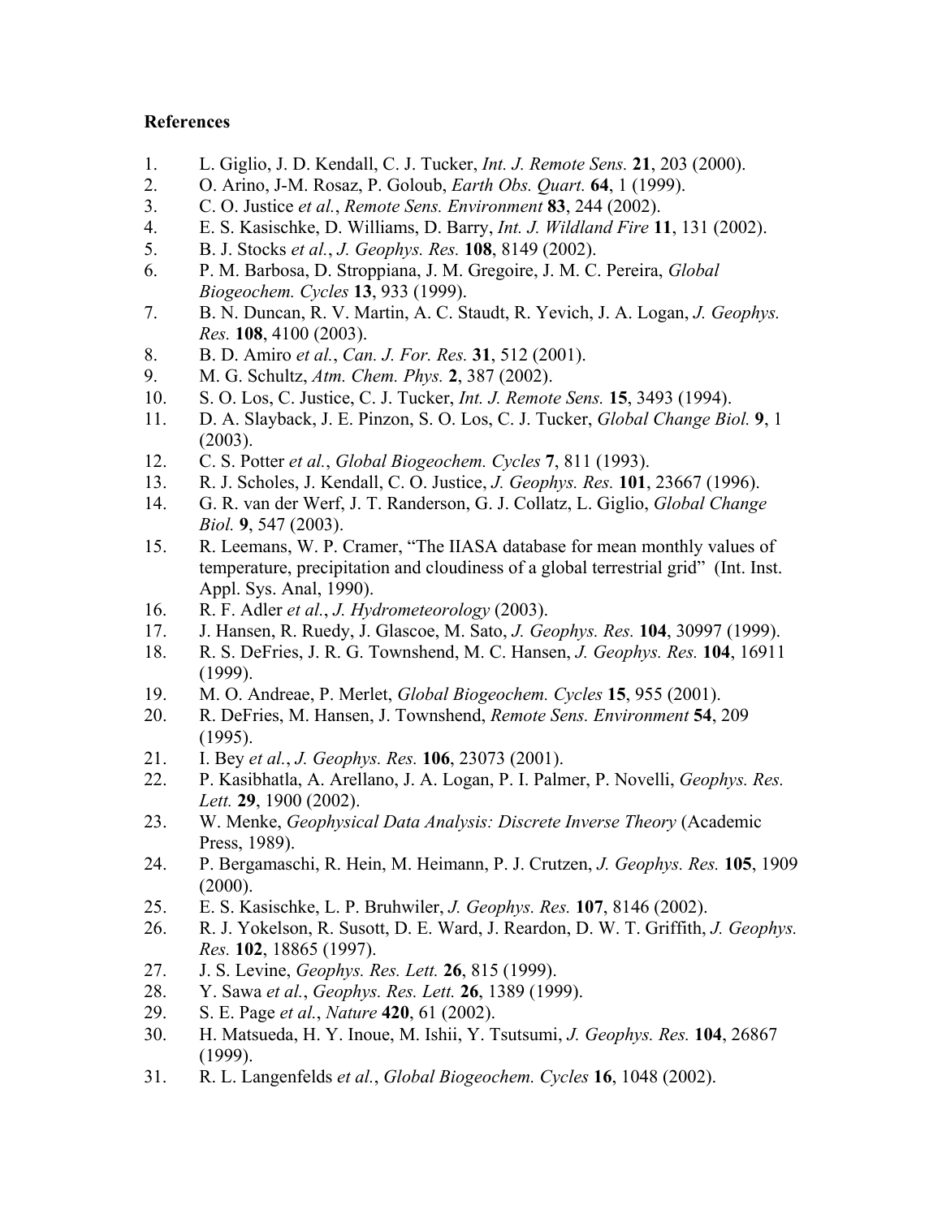**References**

1. L. Giglio, J. D. Kendall, C. J. Tucker, *Int. J. Remote Sens.* **21**, 203 (2000).
2. O. Arino, J-M. Rosaz, P. Goloub, *Earth Obs. Quart.* **64**, 1 (1999).
3. C. O. Justice *et al.*, *Remote Sens. Environment* **83**, 244 (2002).
4. E. S. Kasischke, D. Williams, D. Barry, *Int. J. Wildland Fire* **11**, 131 (2002).
5. B. J. Stocks *et al.*, *J. Geophys. Res.* **108**, 8149 (2002).
6. P. M. Barbosa, D. Stroppiana, J. M. Gregoire, J. M. C. Pereira, *Global Biogeochem. Cycles* **13**, 933 (1999).
7. B. N. Duncan, R. V. Martin, A. C. Staudt, R. Yevich, J. A. Logan, *J. Geophys. Res.* **108**, 4100 (2003).
8. B. D. Amiro *et al.*, *Can. J. For. Res.* **31**, 512 (2001).
9. M. G. Schultz, *Atm. Chem. Phys.* **2**, 387 (2002).
10. S. O. Los, C. Justice, C. J. Tucker, *Int. J. Remote Sens.* **15**, 3493 (1994).
11. D. A. Slayback, J. E. Pinzon, S. O. Los, C. J. Tucker, *Global Change Biol.* **9**, 1 (2003).
12. C. S. Potter *et al.*, *Global Biogeochem. Cycles* **7**, 811 (1993).
13. R. J. Scholes, J. Kendall, C. O. Justice, *J. Geophys. Res.* **101**, 23667 (1996).
14. G. R. van der Werf, J. T. Randerson, G. J. Collatz, L. Giglio, *Global Change Biol.* **9**, 547 (2003).
15. R. Leemans, W. P. Cramer, "The IIASA database for mean monthly values of temperature, precipitation and cloudiness of a global terrestrial grid" (Int. Inst. Appl. Sys. Anal, 1990).
16. R. F. Adler *et al.*, *J. Hydrometeorology* (2003).
17. J. Hansen, R. Ruedy, J. Glascoe, M. Sato, *J. Geophys. Res.* **104**, 30997 (1999).
18. R. S. DeFries, J. R. G. Townshend, M. C. Hansen, *J. Geophys. Res.* **104**, 16911 (1999).
19. M. O. Andreae, P. Merlet, *Global Biogeochem. Cycles* **15**, 955 (2001).
20. R. DeFries, M. Hansen, J. Townshend, *Remote Sens. Environment* **54**, 209 (1995).
21. I. Bey *et al.*, *J. Geophys. Res.* **106**, 23073 (2001).
22. P. Kasibhatla, A. Arellano, J. A. Logan, P. I. Palmer, P. Novelli, *Geophys. Res. Lett.* **29**, 1900 (2002).
23. W. Menke, *Geophysical Data Analysis: Discrete Inverse Theory* (Academic Press, 1989).
24. P. Bergamaschi, R. Hein, M. Heimann, P. J. Crutzen, *J. Geophys. Res.* **105**, 1909 (2000).
25. E. S. Kasischke, L. P. Bruhwiler, *J. Geophys. Res.* **107**, 8146 (2002).
26. R. J. Yokelson, R. Susott, D. E. Ward, J. Reardon, D. W. T. Griffith, *J. Geophys. Res.* **102**, 18865 (1997).
27. J. S. Levine, *Geophys. Res. Lett.* **26**, 815 (1999).
28. Y. Sawa *et al.*, *Geophys. Res. Lett.* **26**, 1389 (1999).
29. S. E. Page *et al.*, *Nature* **420**, 61 (2002).
30. H. Matsueda, H. Y. Inoue, M. Ishii, Y. Tsutsumi, *J. Geophys. Res.* **104**, 26867 (1999).
31. R. L. Langenfelds *et al.*, *Global Biogeochem. Cycles* **16**, 1048 (2002).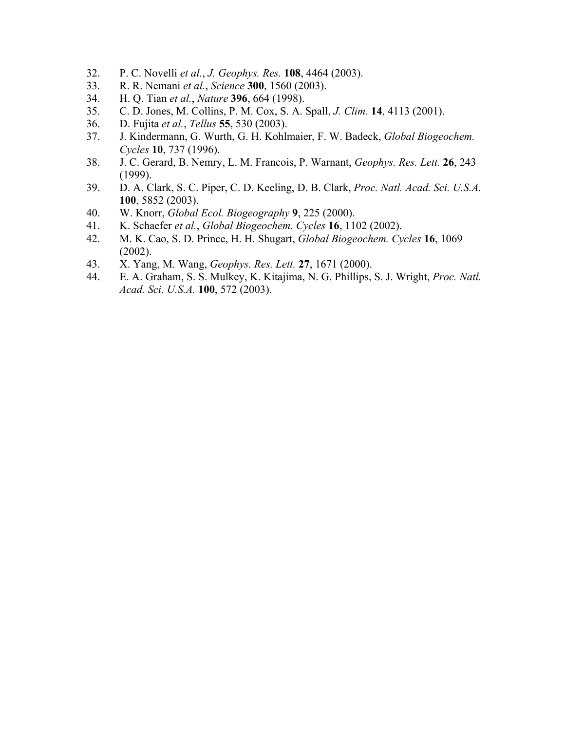32. P. C. Novelli *et al.*, *J. Geophys. Res.* **108**, 4464 (2003).
33. R. R. Nemani *et al.*, *Science* **300**, 1560 (2003).
34. H. Q. Tian *et al.*, *Nature* **396**, 664 (1998).
35. C. D. Jones, M. Collins, P. M. Cox, S. A. Spall, *J. Clim.* **14**, 4113 (2001).
36. D. Fujita *et al.*, *Tellus* **55**, 530 (2003).
37. J. Kindermann, G. Wurth, G. H. Kohlmaier, F. W. Badeck, *Global Biogeochem. Cycles* **10**, 737 (1996).
38. J. C. Gerard, B. Nemry, L. M. Francois, P. Warnant, *Geophys. Res. Lett.* **26**, 243 (1999).
39. D. A. Clark, S. C. Piper, C. D. Keeling, D. B. Clark, *Proc. Natl. Acad. Sci. U.S.A.* **100**, 5852 (2003).
40. W. Knorr, *Global Ecol. Biogeography* **9**, 225 (2000).
41. K. Schaefer *et al.*, *Global Biogeochem. Cycles* **16**, 1102 (2002).
42. M. K. Cao, S. D. Prince, H. H. Shugart, *Global Biogeochem. Cycles* **16**, 1069 (2002).
43. X. Yang, M. Wang, *Geophys. Res. Lett.* **27**, 1671 (2000).
44. E. A. Graham, S. S. Mulkey, K. Kitajima, N. G. Phillips, S. J. Wright, *Proc. Natl. Acad. Sci. U.S.A.* **100**, 572 (2003).